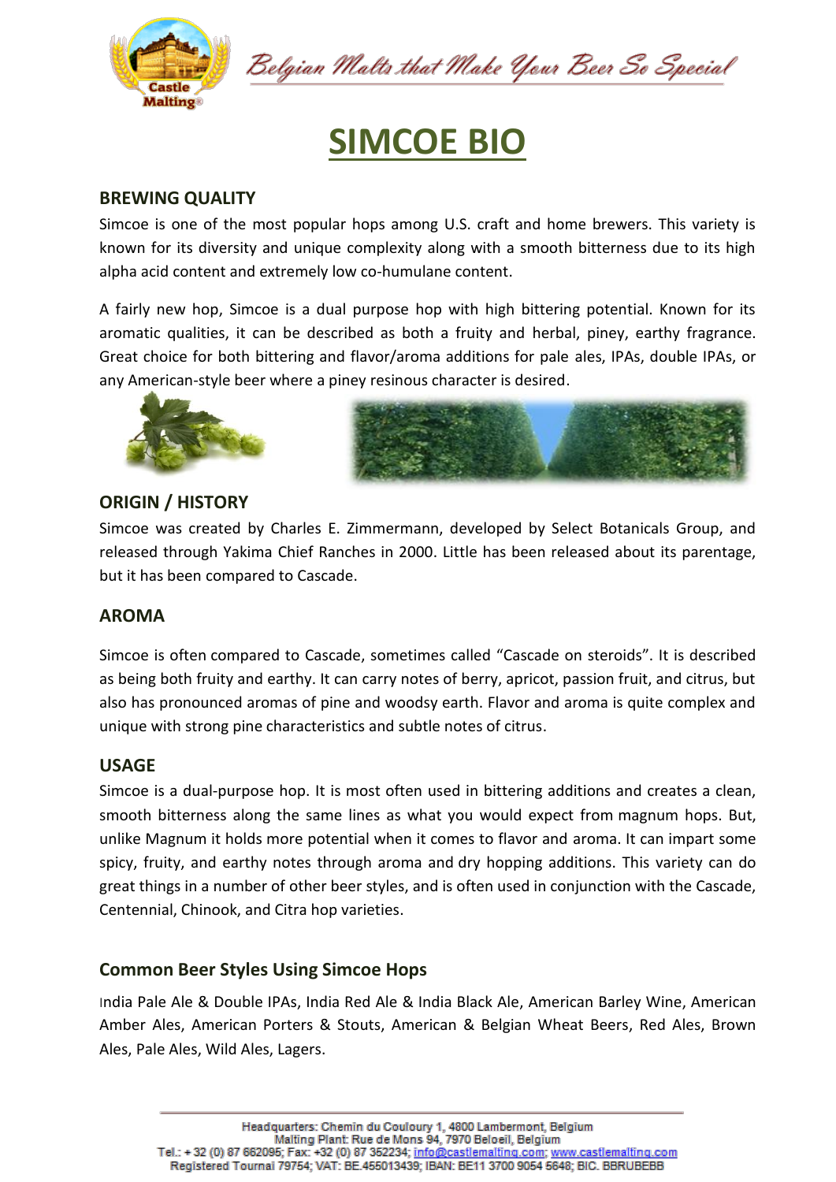# SIMCOE BIO

## BREWING QUALITY

Simcoe is one of the most popular hops among U.S. craft and home brewers. This variety is known for its diversity and unique complexity along with a smooth bitterness due to its high alpha acid content and extremely low co-humulane content.

A fairly new hop, Simcoe is a dual purpose hop with high bittering potential. Known for its aromatic qualities, it can be described as both a fruity and herbal, piney, earthy fragrance. Great choice for both bittering and flavor/aroma additions for pale ales, IPAs, double IPAs, or any American-style beer where a piney resinous character is desired.

## ORIGIN / HISTORY

Simcoe was created by Charles E. Zimmermann, developed by Select Botanicals Group, and released through Yakima Chief Ranches in 2000. Little has been released about its parentage, but it has been compared to Cascade.

## AROMA

Simcoe is often compared to Cascade, sometimes called "Cascade on steroids". It is described as being both fruity and earthy. It can carry notes of berry, apricot, passion fruit, and citrus, but also has pronounced aromas of pine and woodsy earth. Flavor and aroma is quite complex and unique with strong pine characteristics and subtle notes of citrus.

## USAGE

Simcoe is a dual-purpose hop. It is most often used in bittering additions and creates a clean, smooth bitterness along the same lines as what you would expect from magnum hops. But, unlike Magnum it holds more potential when it comes to flavor and aroma. It can impart some spicy, fruity, and earthy notes through aroma and dry hopping additions. This variety can do great things in a number of other beer styles, and is often used in conjunction with the Cascade, Centennial, Chinook, and Citra hop varieties.

## Common Beer Styles Using Simcoe Hops

India Pale Ale & Double IPAs, India Red Ale & India Black Ale, American Barley Wine, American Amber Ales, American Porters & Stouts, American & Belgian Wheat Beers, Red Ales, Brown Ales, Pale Ales, Wild Ales, Lagers.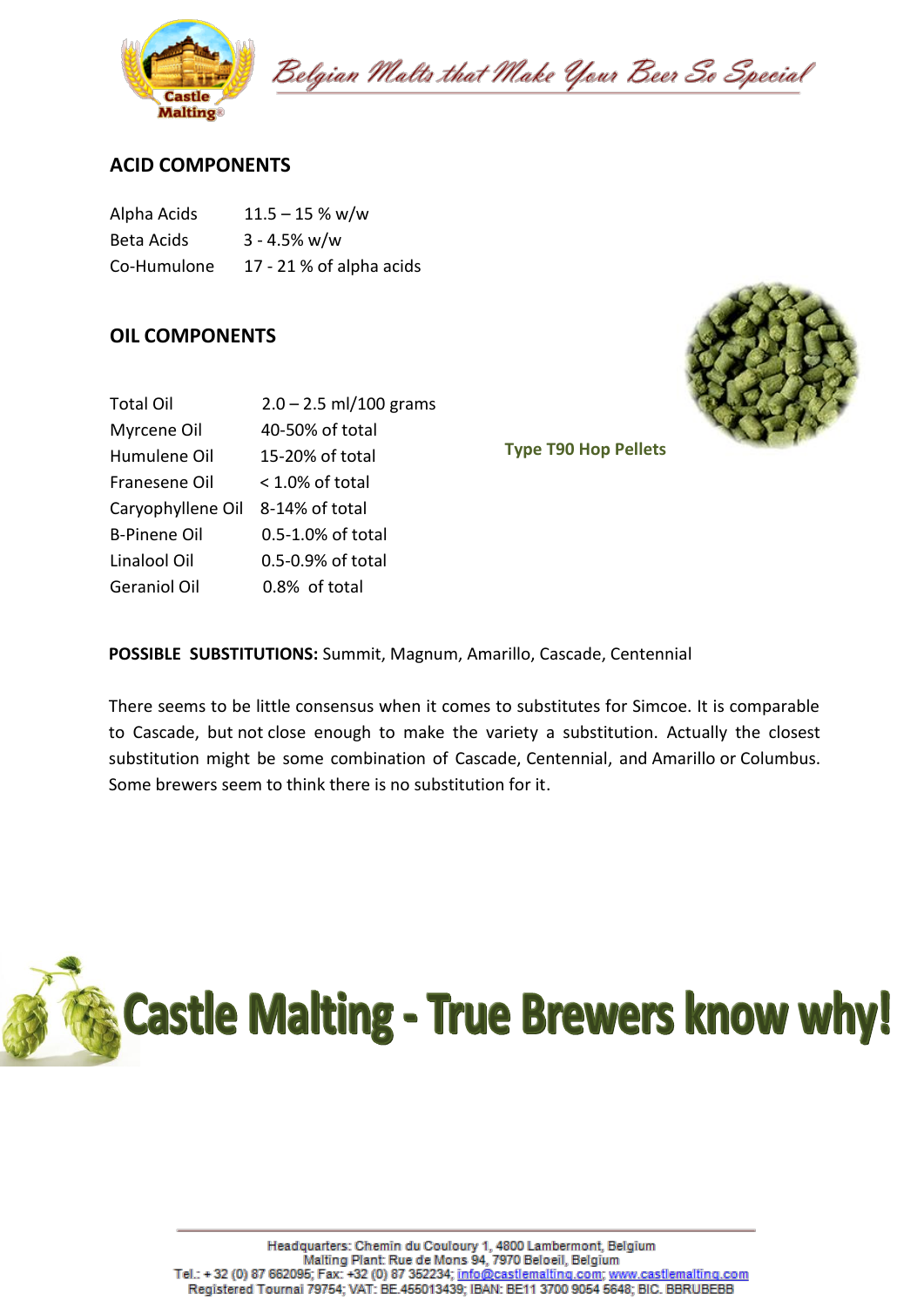## ACID COMPONENTS

| | |
|---|---|
| Alpha Acids | 11.5 – 15 % w/w |
| Beta Acids | 3 - 4.5% w/w |
| Co-Humulone | 17 - 21 % of alpha acids |

## OIL COMPONENTS

| | |
|---|---|
| Total Oil | 2.0 – 2.5 ml/100 grams |
| Myrcene Oil | 40-50% of total |
| Humulene Oil | 15-20% of total |
| Franesene Oil | < 1.0% of total |
| Caryophyllene Oil | 8-14% of total |
| B-Pinene Oil | 0.5-1.0% of total |
| Linalool Oil | 0.5-0.9% of total |
| Geraniol Oil | 0.8% of total |

Type T90 Hop Pellets

**POSSIBLE SUBSTITUTIONS:** Summit, Magnum, Amarillo, Cascade, Centennial

There seems to be little consensus when it comes to substitutes for Simcoe. It is comparable to Cascade, but not close enough to make the variety a substitution. Actually the closest substitution might be some combination of Cascade, Centennial, and Amarillo or Columbus. Some brewers seem to think there is no substitution for it.

**Castle Malting - True Brewers know why!**